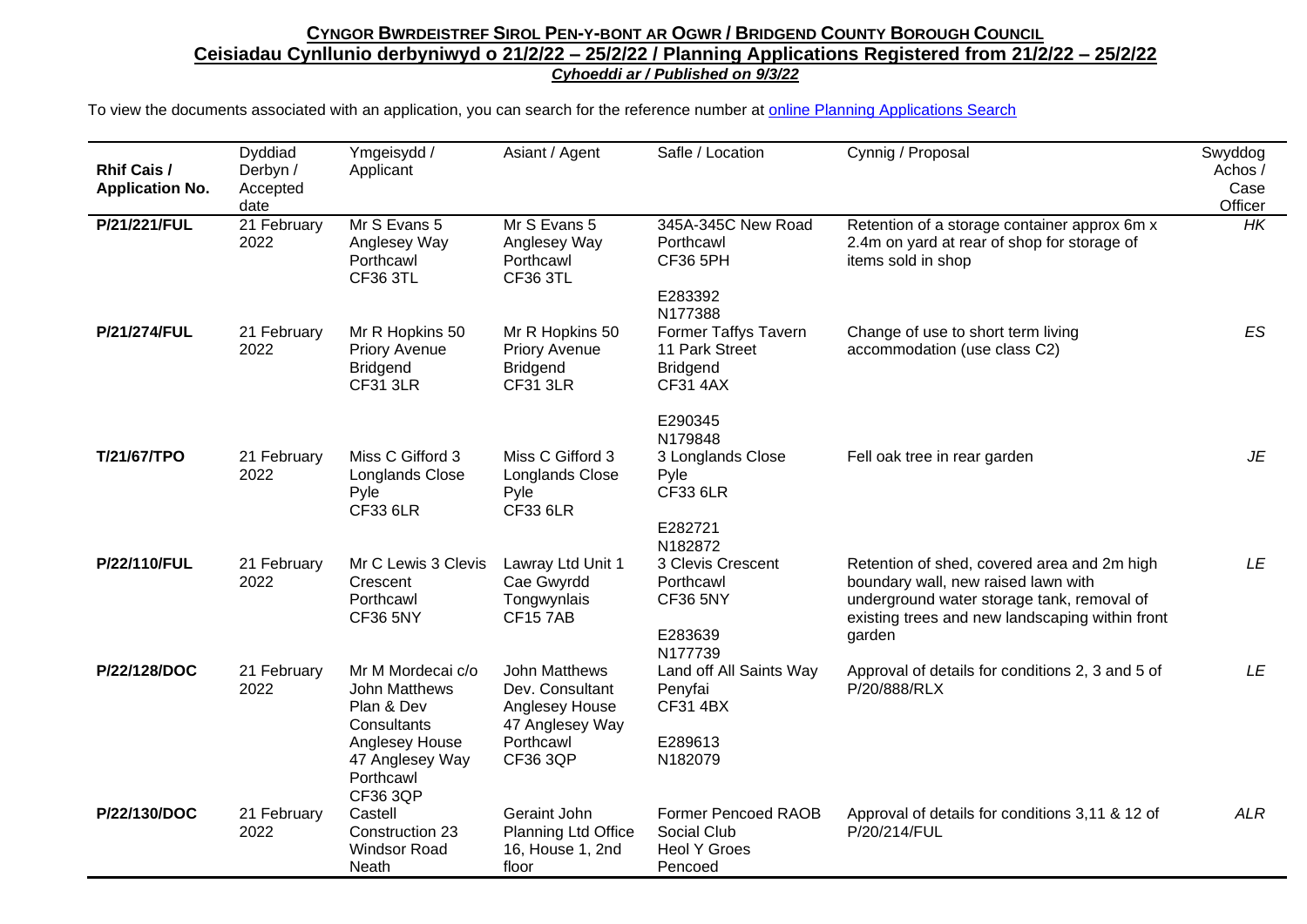# Cyngor Bwrdeistref Sirol Pen-y-bont ar Ogwr / Bridgend County Borough Council

## Ceisiadau Cynllunio derbyniwyd o 21/2/22 – 25/2/22 / Planning Applications Registered from 21/2/22 – 25/2/22

***Cyhoeddi ar / Published on 9/3/22***

To view the documents associated with an application, you can search for the reference number at online Planning Applications Search

| Rhif Cais / Application No. | Dyddiad Derbyn / Accepted date | Ymgeisydd / Applicant | Asiant / Agent | Safle / Location | Cynnig / Proposal | Swyddog Achos / Case Officer |
|---|---|---|---|---|---|---|
| **P/21/221/FUL** | 21 February 2022 | Mr S Evans 5 Anglesey Way Porthcawl CF36 3TL | Mr S Evans 5 Anglesey Way Porthcawl CF36 3TL | 345A-345C New Road Porthcawl CF36 5PH<br><br>E283392<br>N177388 | Retention of a storage container approx 6m x 2.4m on yard at rear of shop for storage of items sold in shop | *HK* |
| **P/21/274/FUL** | 21 February 2022 | Mr R Hopkins 50 Priory Avenue Bridgend CF31 3LR | Mr R Hopkins 50 Priory Avenue Bridgend CF31 3LR | Former Taffys Tavern 11 Park Street Bridgend CF31 4AX<br><br>E290345<br>N179848 | Change of use to short term living accommodation (use class C2) | *ES* |
| **T/21/67/TPO** | 21 February 2022 | Miss C Gifford 3 Longlands Close Pyle CF33 6LR | Miss C Gifford 3 Longlands Close Pyle CF33 6LR | 3 Longlands Close Pyle CF33 6LR<br><br>E282721<br>N182872 | Fell oak tree in rear garden | *JE* |
| **P/22/110/FUL** | 21 February 2022 | Mr C Lewis 3 Clevis Crescent Porthcawl CF36 5NY | Lawray Ltd Unit 1 Cae Gwyrdd Tongwynlais CF15 7AB | 3 Clevis Crescent Porthcawl CF36 5NY<br><br>E283639<br>N177739 | Retention of shed, covered area and 2m high boundary wall, new raised lawn with underground water storage tank, removal of existing trees and new landscaping within front garden | *LE* |
| **P/22/128/DOC** | 21 February 2022 | Mr M Mordecai c/o John Matthews Plan & Dev Consultants Anglesey House 47 Anglesey Way Porthcawl CF36 3QP | John Matthews Dev. Consultant Anglesey House 47 Anglesey Way Porthcawl CF36 3QP | Land off All Saints Way Penyfai CF31 4BX<br><br>E289613<br>N182079 | Approval of details for conditions 2, 3 and 5 of P/20/888/RLX | *LE* |
| **P/22/130/DOC** | 21 February 2022 | Castell Construction 23 Windsor Road Neath | Geraint John Planning Ltd Office 16, House 1, 2nd floor | Former Pencoed RAOB Social Club Heol Y Groes Pencoed | Approval of details for conditions 3,11 & 12 of P/20/214/FUL | *ALR* |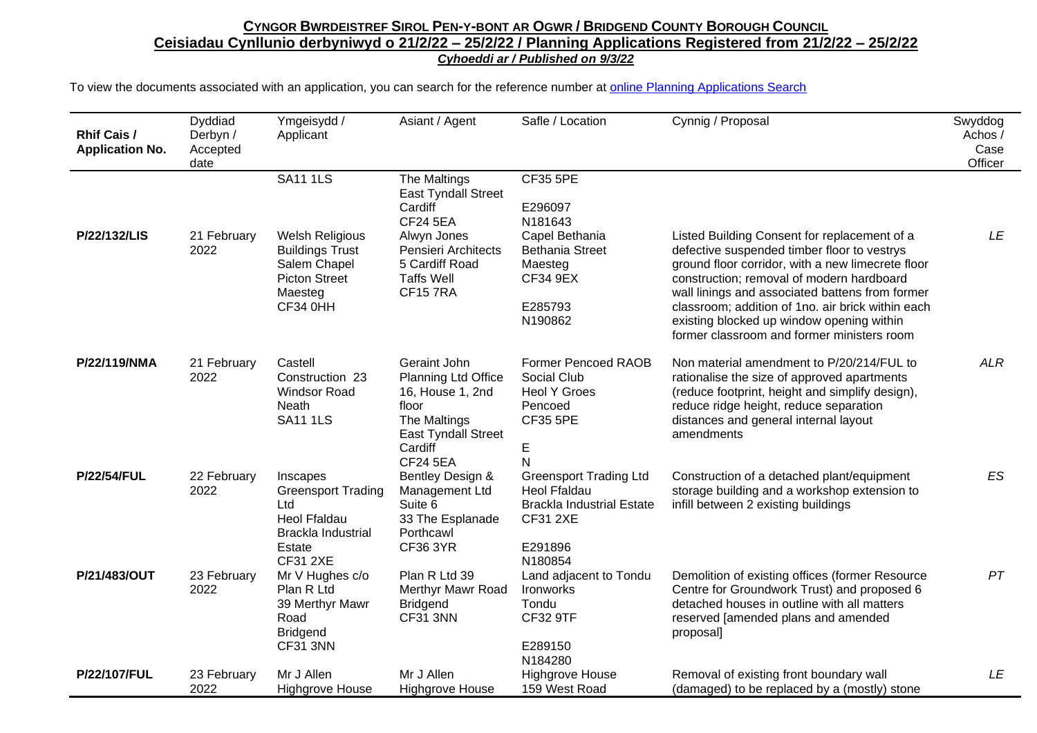**CYNGOR BWRDEISTREF SIROL PEN-Y-BONT AR OGWR / BRIDGEND COUNTY BOROUGH COUNCIL**

**Ceisiadau Cynllunio derbyniwyd o 21/2/22 – 25/2/22 / Planning Applications Registered from 21/2/22 – 25/2/22**

***Cyhoeddi ar / Published on 9/3/22***

To view the documents associated with an application, you can search for the reference number at online Planning Applications Search

| Rhif Cais / Application No. | Dyddiad Derbyn / Accepted date | Ymgeisydd / Applicant | Asiant / Agent | Safle / Location | Cynnig / Proposal | Swyddog Achos / Case Officer |
|---|---|---|---|---|---|---|
| | | SA11 1LS | The Maltings East Tyndall Street Cardiff CF24 5EA | CF35 5PE E296097 N181643 | | |
| **P/22/132/LIS** | 21 February 2022 | Welsh Religious Buildings Trust Salem Chapel Picton Street Maesteg CF34 0HH | Alwyn Jones Pensieri Architects 5 Cardiff Road Taffs Well CF15 7RA | Capel Bethania Bethania Street Maesteg CF34 9EX E285793 N190862 | Listed Building Consent for replacement of a defective suspended timber floor to vestrys ground floor corridor, with a new limecrete floor construction; removal of modern hardboard wall linings and associated battens from former classroom; addition of 1no. air brick within each existing blocked up window opening within former classroom and former ministers room | *LE* |
| **P/22/119/NMA** | 21 February 2022 | Castell Construction 23 Windsor Road Neath SA11 1LS | Geraint John Planning Ltd Office 16, House 1, 2nd floor The Maltings East Tyndall Street Cardiff CF24 5EA | Former Pencoed RAOB Social Club Heol Y Groes Pencoed CF35 5PE E N | Non material amendment to P/20/214/FUL to rationalise the size of approved apartments (reduce footprint, height and simplify design), reduce ridge height, reduce separation distances and general internal layout amendments | *ALR* |
| **P/22/54/FUL** | 22 February 2022 | Inscapes Greensport Trading Ltd Heol Ffaldau Brackla Industrial Estate CF31 2XE | Bentley Design & Management Ltd Suite 6 33 The Esplanade Porthcawl CF36 3YR | Greensport Trading Ltd Heol Ffaldau Brackla Industrial Estate CF31 2XE E291896 N180854 | Construction of a detached plant/equipment storage building and a workshop extension to infill between 2 existing buildings | *ES* |
| **P/21/483/OUT** | 23 February 2022 | Mr V Hughes c/o Plan R Ltd 39 Merthyr Mawr Road Bridgend CF31 3NN | Plan R Ltd 39 Merthyr Mawr Road Bridgend CF31 3NN | Land adjacent to Tondu Ironworks Tondu CF32 9TF E289150 N184280 | Demolition of existing offices (former Resource Centre for Groundwork Trust) and proposed 6 detached houses in outline with all matters reserved [amended plans and amended proposal] | *PT* |
| **P/22/107/FUL** | 23 February 2022 | Mr J Allen Highgrove House | Mr J Allen Highgrove House | Highgrove House 159 West Road | Removal of existing front boundary wall (damaged) to be replaced by a (mostly) stone | *LE* |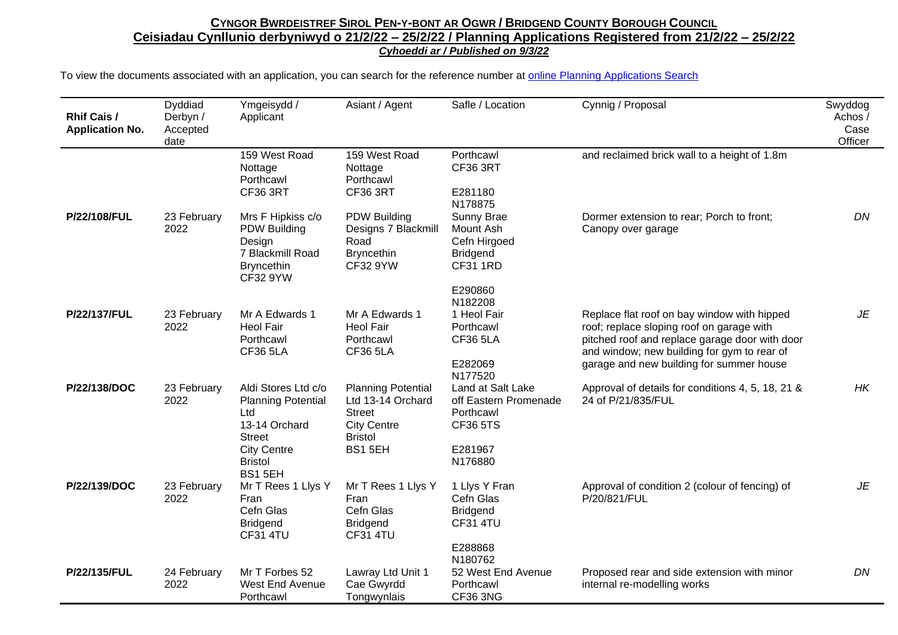**CYNGOR BWRDEISTREF SIROL PEN-Y-BONT AR OGWR / BRIDGEND COUNTY BOROUGH COUNCIL**

**Ceisiadau Cynllunio derbyniwyd o 21/2/22 – 25/2/22 / Planning Applications Registered from 21/2/22 – 25/2/22**

***Cyhoeddi ar / Published on 9/3/22***

To view the documents associated with an application, you can search for the reference number at online Planning Applications Search

| Rhif Cais / Application No. | Dyddiad Derbyn / Accepted date | Ymgeisydd / Applicant | Asiant / Agent | Safle / Location | Cynnig / Proposal | Swyddog Achos / Case Officer |
|---|---|---|---|---|---|---|
| | | 159 West Road Nottage Porthcawl CF36 3RT | 159 West Road Nottage Porthcawl CF36 3RT | Porthcawl CF36 3RT E281180 N178875 | and reclaimed brick wall to a height of 1.8m | |
| **P/22/108/FUL** | 23 February 2022 | Mrs F Hipkiss c/o PDW Building Design 7 Blackmill Road Bryncethin CF32 9YW | PDW Building Designs 7 Blackmill Road Bryncethin CF32 9YW | Sunny Brae Mount Ash Cefn Hirgoed Bridgend CF31 1RD E290860 N182208 | Dormer extension to rear; Porch to front; Canopy over garage | *DN* |
| **P/22/137/FUL** | 23 February 2022 | Mr A Edwards 1 Heol Fair Porthcawl CF36 5LA | Mr A Edwards 1 Heol Fair Porthcawl CF36 5LA | 1 Heol Fair Porthcawl CF36 5LA E282069 N177520 | Replace flat roof on bay window with hipped roof; replace sloping roof on garage with pitched roof and replace garage door with door and window; new building for gym to rear of garage and new building for summer house | *JE* |
| **P/22/138/DOC** | 23 February 2022 | Aldi Stores Ltd c/o Planning Potential Ltd 13-14 Orchard Street City Centre Bristol BS1 5EH | Planning Potential Ltd 13-14 Orchard Street City Centre Bristol BS1 5EH | Land at Salt Lake off Eastern Promenade Porthcawl CF36 5TS E281967 N176880 | Approval of details for conditions 4, 5, 18, 21 & 24 of P/21/835/FUL | *HK* |
| **P/22/139/DOC** | 23 February 2022 | Mr T Rees 1 Llys Y Fran Cefn Glas Bridgend CF31 4TU | Mr T Rees 1 Llys Y Fran Cefn Glas Bridgend CF31 4TU | 1 Llys Y Fran Cefn Glas Bridgend CF31 4TU E288868 N180762 | Approval of condition 2 (colour of fencing) of P/20/821/FUL | *JE* |
| **P/22/135/FUL** | 24 February 2022 | Mr T Forbes 52 West End Avenue Porthcawl | Lawray Ltd Unit 1 Cae Gwyrdd Tongwynlais | 52 West End Avenue Porthcawl CF36 3NG | Proposed rear and side extension with minor internal re-modelling works | *DN* |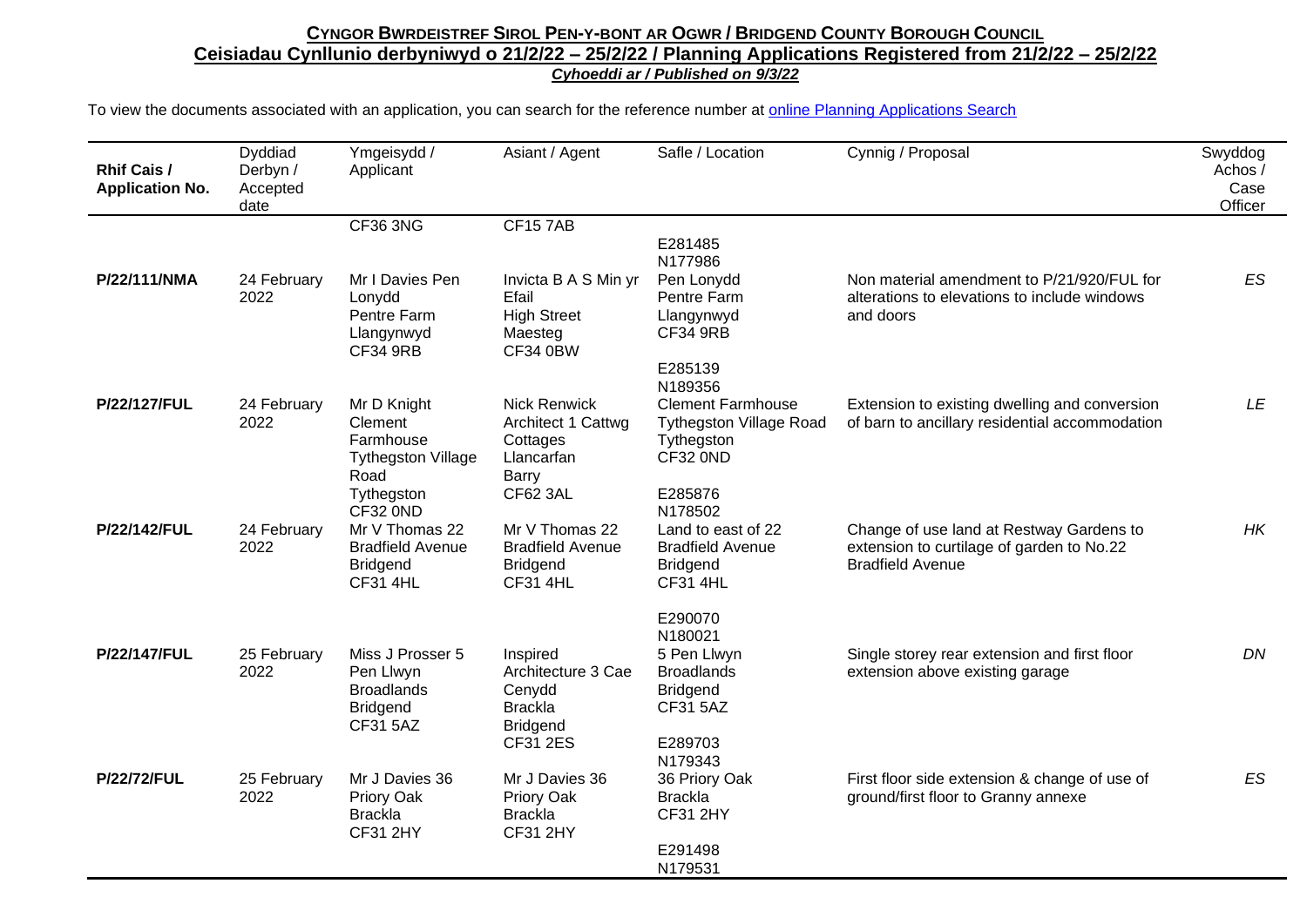## CYNGOR BWRDEISTREF SIROL PEN-Y-BONT AR OGWR / BRIDGEND COUNTY BOROUGH COUNCIL

**Ceisiadau Cynllunio derbyniwyd o 21/2/22 – 25/2/22 / Planning Applications Registered from 21/2/22 – 25/2/22**

***Cyhoeddi ar / Published on 9/3/22***

To view the documents associated with an application, you can search for the reference number at online Planning Applications Search

| Rhif Cais / Application No. | Dyddiad Derbyn / Accepted date | Ymgeisydd / Applicant | Asiant / Agent | Safle / Location | Cynnig / Proposal | Swyddog Achos / Case Officer |
|---|---|---|---|---|---|---|
| | | CF36 3NG | CF15 7AB | E281485 N177986 | | |
| **P/22/111/NMA** | 24 February 2022 | Mr I Davies Pen Lonydd Pentre Farm Llangynwyd CF34 9RB | Invicta B A S Min yr Efail High Street Maesteg CF34 0BW | Pen Lonydd Pentre Farm Llangynwyd CF34 9RB E285139 N189356 | Non material amendment to P/21/920/FUL for alterations to elevations to include windows and doors | *ES* |
| **P/22/127/FUL** | 24 February 2022 | Mr D Knight Clement Farmhouse Tythegston Village Road Tythegston CF32 0ND | Nick Renwick Architect 1 Cattwg Cottages Llancarfan Barry CF62 3AL | Clement Farmhouse Tythegston Village Road Tythegston CF32 0ND E285876 N178502 | Extension to existing dwelling and conversion of barn to ancillary residential accommodation | *LE* |
| **P/22/142/FUL** | 24 February 2022 | Mr V Thomas 22 Bradfield Avenue Bridgend CF31 4HL | Mr V Thomas 22 Bradfield Avenue Bridgend CF31 4HL | Land to east of 22 Bradfield Avenue Bridgend CF31 4HL E290070 N180021 | Change of use land at Restway Gardens to extension to curtilage of garden to No.22 Bradfield Avenue | *HK* |
| **P/22/147/FUL** | 25 February 2022 | Miss J Prosser 5 Pen Llwyn Broadlands Bridgend CF31 5AZ | Inspired Architecture 3 Cae Cenydd Brackla Bridgend CF31 2ES | 5 Pen Llwyn Broadlands Bridgend CF31 5AZ E289703 N179343 | Single storey rear extension and first floor extension above existing garage | *DN* |
| **P/22/72/FUL** | 25 February 2022 | Mr J Davies 36 Priory Oak Brackla CF31 2HY | Mr J Davies 36 Priory Oak Brackla CF31 2HY | 36 Priory Oak Brackla CF31 2HY E291498 N179531 | First floor side extension & change of use of ground/first floor to Granny annexe | *ES* |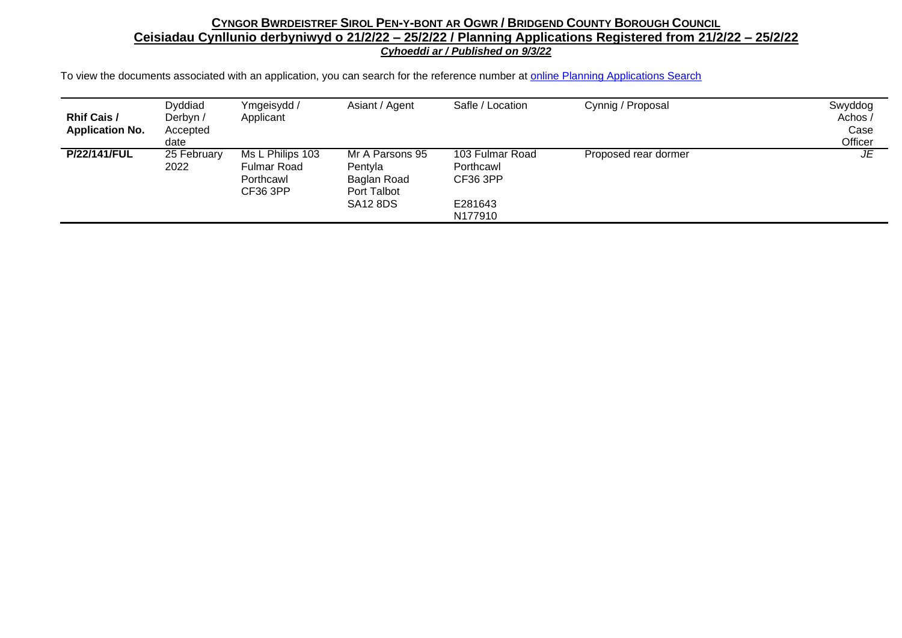**CYNGOR BWRDEISTREF SIROL PEN-Y-BONT AR OGWR / BRIDGEND COUNTY BOROUGH COUNCIL**
**Ceisiadau Cynllunio derbyniwyd o 21/2/22 – 25/2/22 / Planning Applications Registered from 21/2/22 – 25/2/22**
***Cyhoeddi ar / Published on 9/3/22***

To view the documents associated with an application, you can search for the reference number at online Planning Applications Search

| Rhif Cais / Application No. | Dyddiad Derbyn / Accepted date | Ymgeisydd / Applicant | Asiant / Agent | Safle / Location | Cynnig / Proposal | Swyddog Achos / Case Officer |
|---|---|---|---|---|---|---|
| **P/22/141/FUL** | 25 February 2022 | Ms L Philips 103 Fulmar Road Porthcawl CF36 3PP | Mr A Parsons 95 Pentyla Baglan Road Port Talbot SA12 8DS | 103 Fulmar Road Porthcawl CF36 3PP E281643 N177910 | Proposed rear dormer | *JE* |